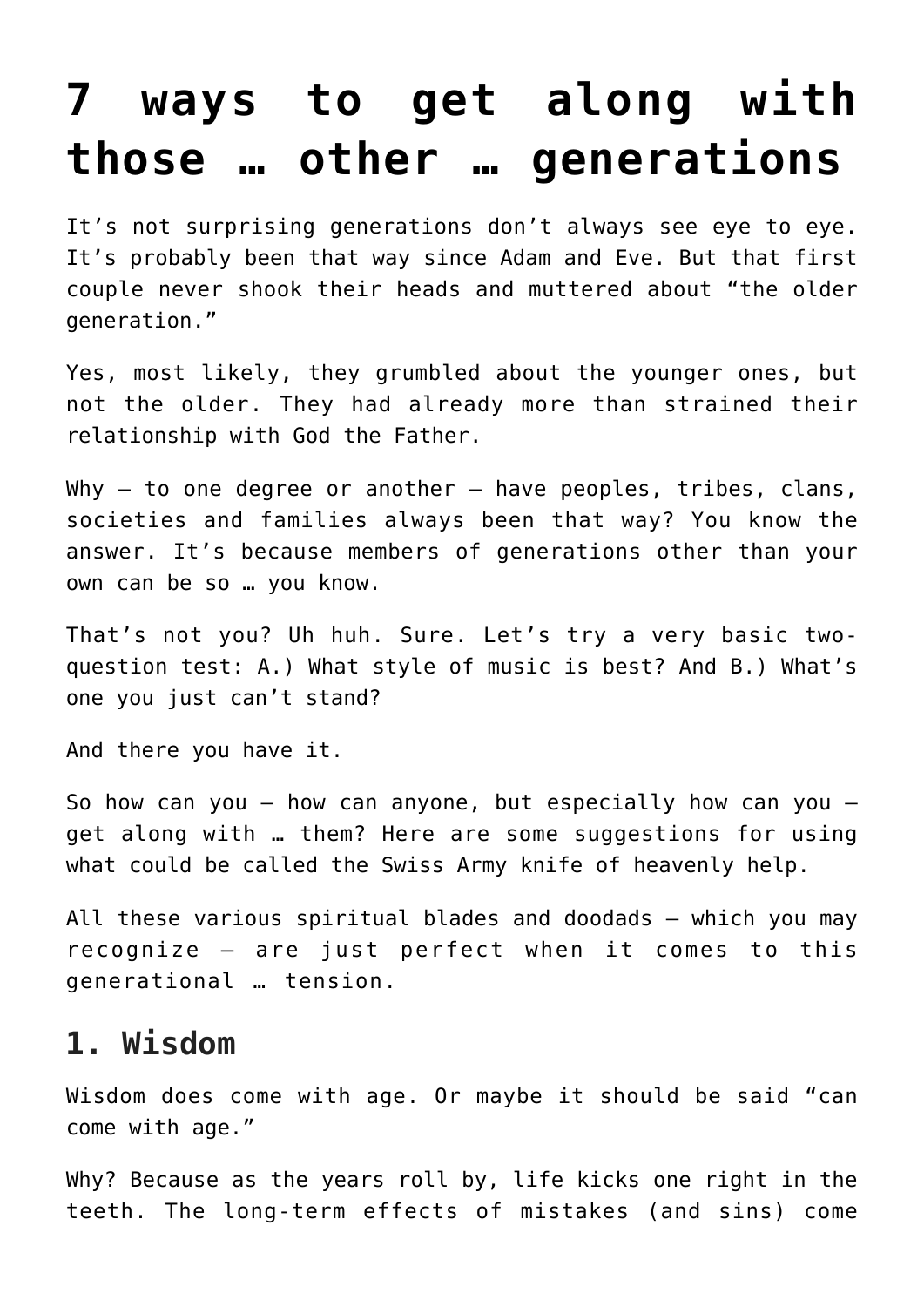# 7 ways to get along with those … other … generations

It's not surprising generations don't always see eye to eye. It's probably been that way since Adam and Eve. But that first couple never shook their heads and muttered about "the older generation."

Yes, most likely, they grumbled about the younger ones, but not the older. They had already more than strained their relationship with God the Father.

Why — to one degree or another — have peoples, tribes, clans, societies and families always been that way? You know the answer. It's because members of generations other than your own can be so … you know.

That's not you? Uh huh. Sure. Let's try a very basic two-question test: A.) What style of music is best? And B.) What's one you just can't stand?

And there you have it.

So how can you — how can anyone, but especially how can you — get along with … them? Here are some suggestions for using what could be called the Swiss Army knife of heavenly help.

All these various spiritual blades and doodads — which you may recognize — are just perfect when it comes to this generational … tension.

## 1. Wisdom

Wisdom does come with age. Or maybe it should be said "can come with age."

Why? Because as the years roll by, life kicks one right in the teeth. The long-term effects of mistakes (and sins) come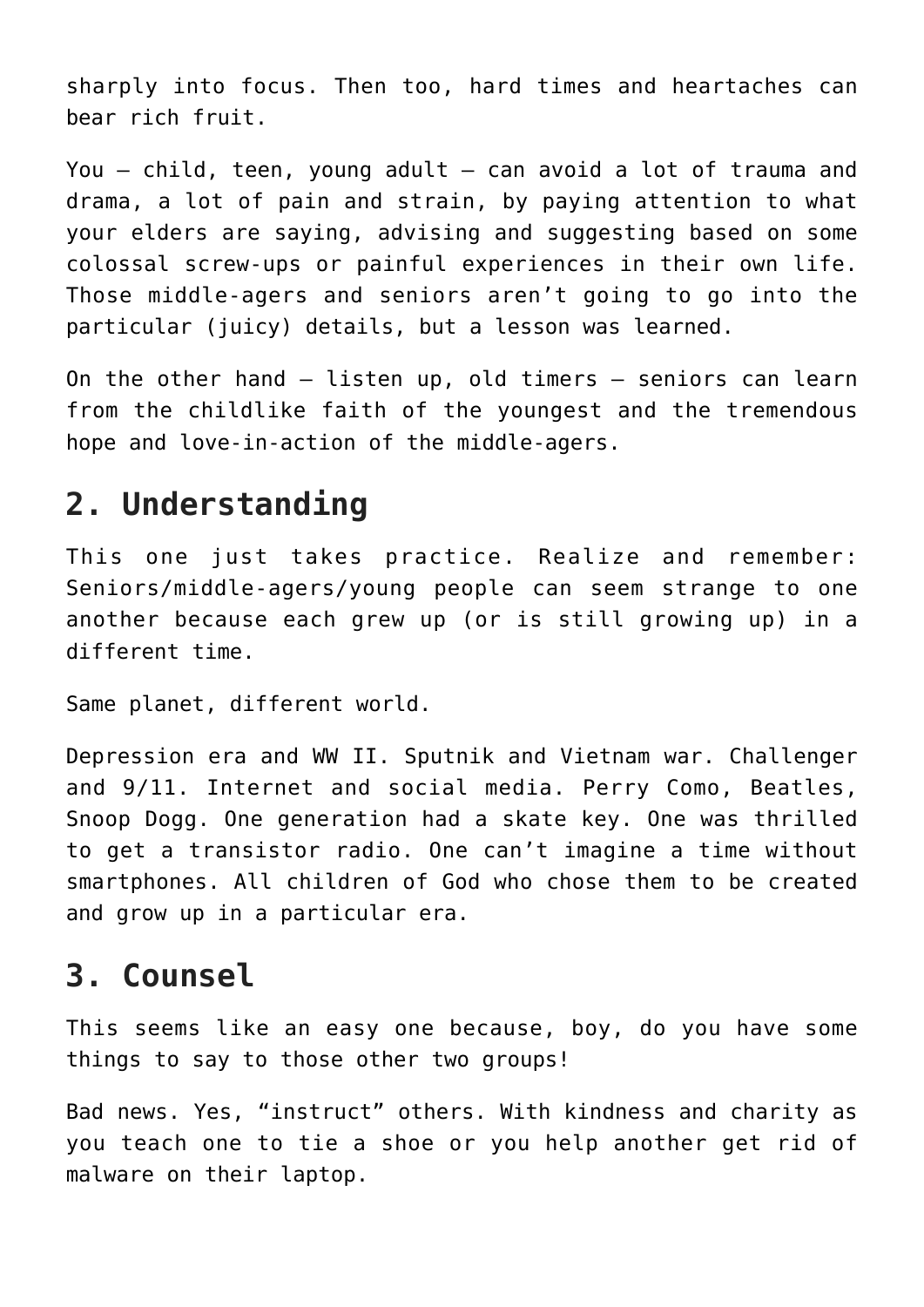sharply into focus. Then too, hard times and heartaches can bear rich fruit.

You – child, teen, young adult – can avoid a lot of trauma and drama, a lot of pain and strain, by paying attention to what your elders are saying, advising and suggesting based on some colossal screw-ups or painful experiences in their own life. Those middle-agers and seniors aren't going to go into the particular (juicy) details, but a lesson was learned.

On the other hand – listen up, old timers – seniors can learn from the childlike faith of the youngest and the tremendous hope and love-in-action of the middle-agers.

## 2. Understanding

This one just takes practice. Realize and remember: Seniors/middle-agers/young people can seem strange to one another because each grew up (or is still growing up) in a different time.

Same planet, different world.

Depression era and WW II. Sputnik and Vietnam war. Challenger and 9/11. Internet and social media. Perry Como, Beatles, Snoop Dogg. One generation had a skate key. One was thrilled to get a transistor radio. One can't imagine a time without smartphones. All children of God who chose them to be created and grow up in a particular era.

## 3. Counsel

This seems like an easy one because, boy, do you have some things to say to those other two groups!

Bad news. Yes, "instruct" others. With kindness and charity as you teach one to tie a shoe or you help another get rid of malware on their laptop.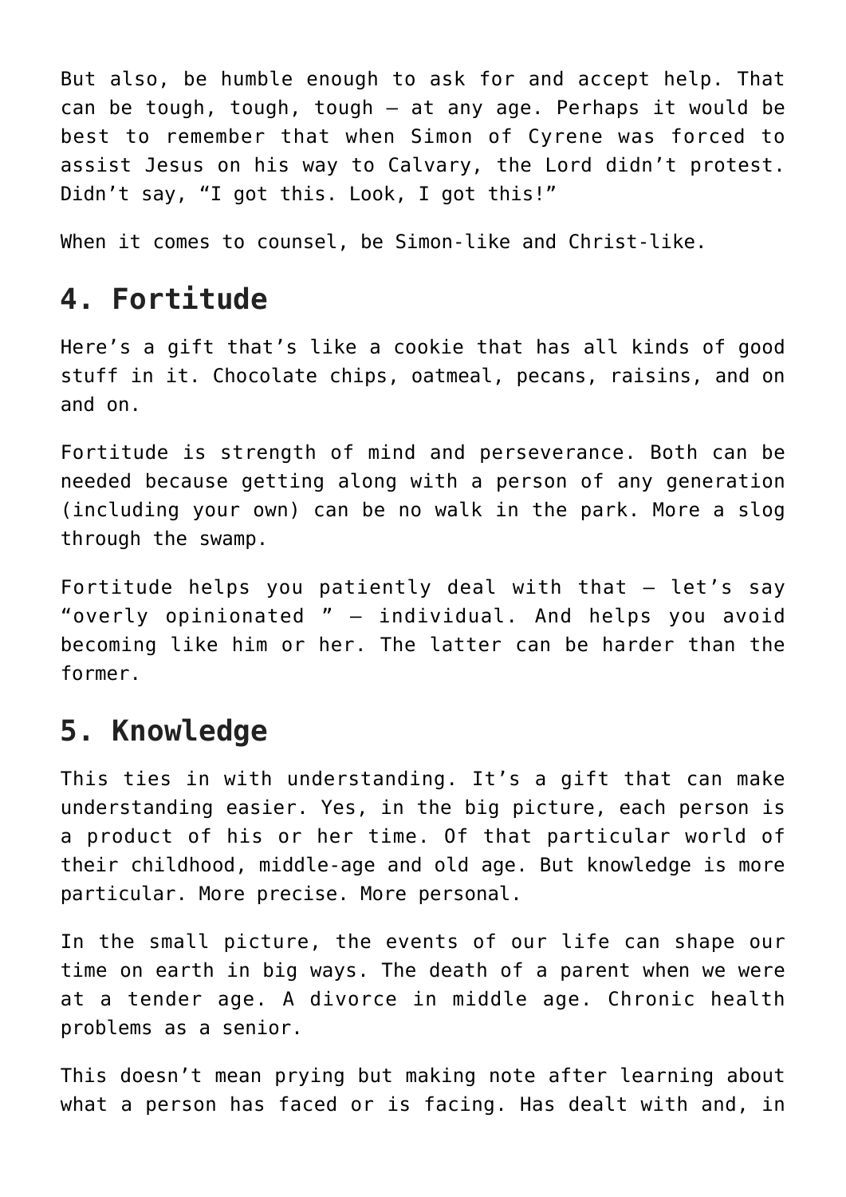But also, be humble enough to ask for and accept help. That can be tough, tough, tough — at any age. Perhaps it would be best to remember that when Simon of Cyrene was forced to assist Jesus on his way to Calvary, the Lord didn't protest. Didn't say, "I got this. Look, I got this!"

When it comes to counsel, be Simon-like and Christ-like.

## 4. Fortitude

Here's a gift that's like a cookie that has all kinds of good stuff in it. Chocolate chips, oatmeal, pecans, raisins, and on and on.

Fortitude is strength of mind and perseverance. Both can be needed because getting along with a person of any generation (including your own) can be no walk in the park. More a slog through the swamp.

Fortitude helps you patiently deal with that — let's say "overly opinionated " — individual. And helps you avoid becoming like him or her. The latter can be harder than the former.

## 5. Knowledge

This ties in with understanding. It's a gift that can make understanding easier. Yes, in the big picture, each person is a product of his or her time. Of that particular world of their childhood, middle-age and old age. But knowledge is more particular. More precise. More personal.

In the small picture, the events of our life can shape our time on earth in big ways. The death of a parent when we were at a tender age. A divorce in middle age. Chronic health problems as a senior.

This doesn't mean prying but making note after learning about what a person has faced or is facing. Has dealt with and, in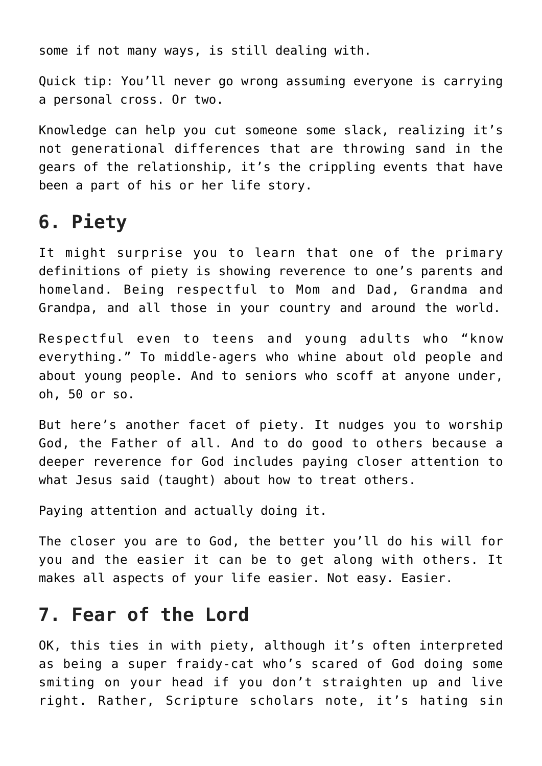some if not many ways, is still dealing with.

Quick tip: You'll never go wrong assuming everyone is carrying a personal cross. Or two.

Knowledge can help you cut someone some slack, realizing it's not generational differences that are throwing sand in the gears of the relationship, it's the crippling events that have been a part of his or her life story.

## 6. Piety

It might surprise you to learn that one of the primary definitions of piety is showing reverence to one's parents and homeland. Being respectful to Mom and Dad, Grandma and Grandpa, and all those in your country and around the world.

Respectful even to teens and young adults who "know everything." To middle-agers who whine about old people and about young people. And to seniors who scoff at anyone under, oh, 50 or so.

But here's another facet of piety. It nudges you to worship God, the Father of all. And to do good to others because a deeper reverence for God includes paying closer attention to what Jesus said (taught) about how to treat others.

Paying attention and actually doing it.

The closer you are to God, the better you'll do his will for you and the easier it can be to get along with others. It makes all aspects of your life easier. Not easy. Easier.

## 7. Fear of the Lord

OK, this ties in with piety, although it's often interpreted as being a super fraidy-cat who's scared of God doing some smiting on your head if you don't straighten up and live right. Rather, Scripture scholars note, it's hating sin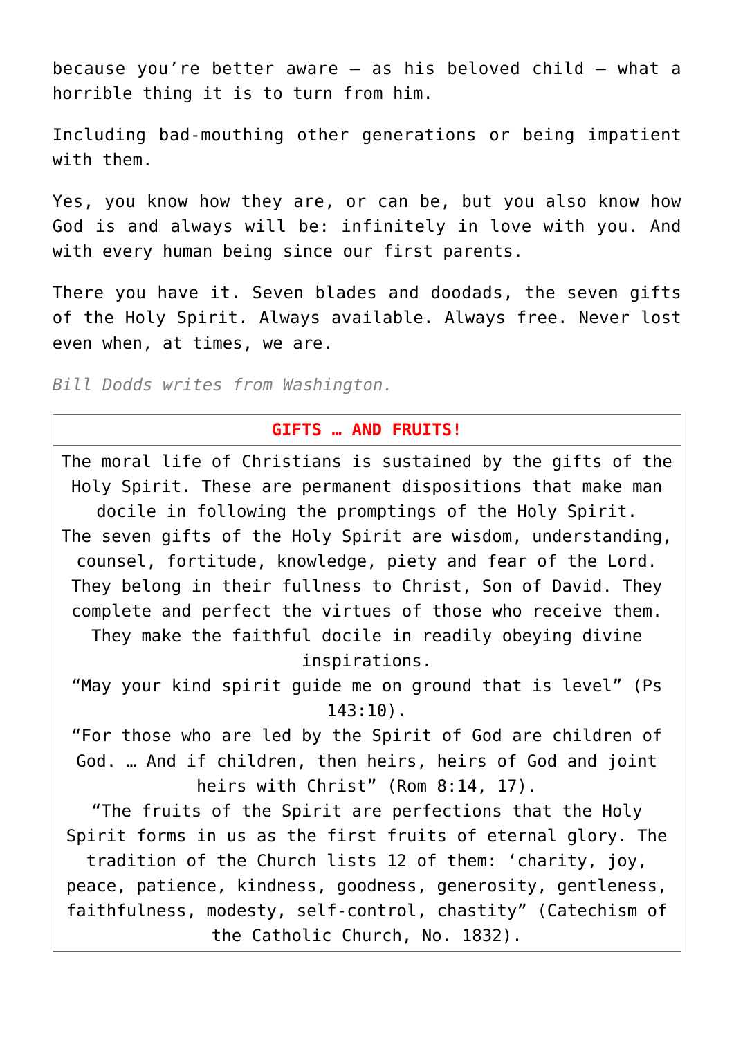because you're better aware — as his beloved child — what a horrible thing it is to turn from him.

Including bad-mouthing other generations or being impatient with them.

Yes, you know how they are, or can be, but you also know how God is and always will be: infinitely in love with you. And with every human being since our first parents.

There you have it. Seven blades and doodads, the seven gifts of the Holy Spirit. Always available. Always free. Never lost even when, at times, we are.

*Bill Dodds writes from Washington.*

| **GIFTS … AND FRUITS!** |
|---|
| The moral life of Christians is sustained by the gifts of the Holy Spirit. These are permanent dispositions that make man docile in following the promptings of the Holy Spirit.<br>The seven gifts of the Holy Spirit are wisdom, understanding, counsel, fortitude, knowledge, piety and fear of the Lord. They belong in their fullness to Christ, Son of David. They complete and perfect the virtues of those who receive them. They make the faithful docile in readily obeying divine inspirations.<br>"May your kind spirit guide me on ground that is level" (Ps 143:10).<br>"For those who are led by the Spirit of God are children of God. … And if children, then heirs, heirs of God and joint heirs with Christ" (Rom 8:14, 17).<br>"The fruits of the Spirit are perfections that the Holy Spirit forms in us as the first fruits of eternal glory. The tradition of the Church lists 12 of them: 'charity, joy, peace, patience, kindness, goodness, generosity, gentleness, faithfulness, modesty, self-control, chastity" (Catechism of the Catholic Church, No. 1832). |